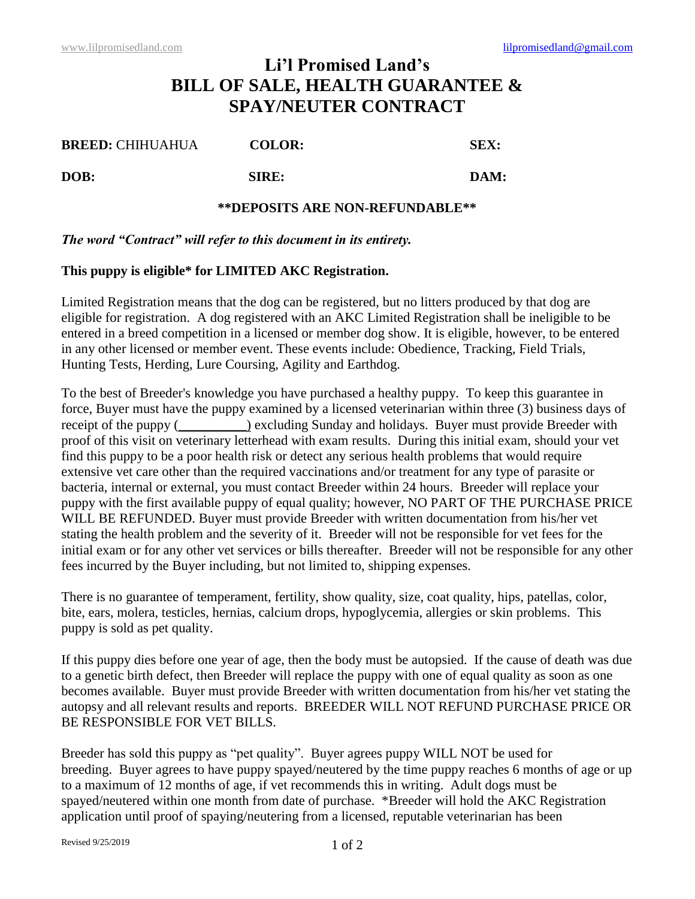# Li'l Promised Land's BILL OF SALE, HEALTH GUARANTEE & SPAY/NEUTER CONTRACT

**BREED:** CHIHUAHUA **COLOR:** **SEX:**

**DOB:** **SIRE:** **DAM:**

**\*\*DEPOSITS ARE NON-REFUNDABLE\*\***

***The word "Contract" will refer to this document in its entirety.***

**This puppy is eligible\* for LIMITED AKC Registration.**

Limited Registration means that the dog can be registered, but no litters produced by that dog are eligible for registration. A dog registered with an AKC Limited Registration shall be ineligible to be entered in a breed competition in a licensed or member dog show. It is eligible, however, to be entered in any other licensed or member event. These events include: Obedience, Tracking, Field Trials, Hunting Tests, Herding, Lure Coursing, Agility and Earthdog.

To the best of Breeder's knowledge you have purchased a healthy puppy. To keep this guarantee in force, Buyer must have the puppy examined by a licensed veterinarian within three (3) business days of receipt of the puppy (__________) excluding Sunday and holidays. Buyer must provide Breeder with proof of this visit on veterinary letterhead with exam results. During this initial exam, should your vet find this puppy to be a poor health risk or detect any serious health problems that would require extensive vet care other than the required vaccinations and/or treatment for any type of parasite or bacteria, internal or external, you must contact Breeder within 24 hours. Breeder will replace your puppy with the first available puppy of equal quality; however, NO PART OF THE PURCHASE PRICE WILL BE REFUNDED. Buyer must provide Breeder with written documentation from his/her vet stating the health problem and the severity of it. Breeder will not be responsible for vet fees for the initial exam or for any other vet services or bills thereafter. Breeder will not be responsible for any other fees incurred by the Buyer including, but not limited to, shipping expenses.

There is no guarantee of temperament, fertility, show quality, size, coat quality, hips, patellas, color, bite, ears, molera, testicles, hernias, calcium drops, hypoglycemia, allergies or skin problems. This puppy is sold as pet quality.

If this puppy dies before one year of age, then the body must be autopsied. If the cause of death was due to a genetic birth defect, then Breeder will replace the puppy with one of equal quality as soon as one becomes available. Buyer must provide Breeder with written documentation from his/her vet stating the autopsy and all relevant results and reports. BREEDER WILL NOT REFUND PURCHASE PRICE OR BE RESPONSIBLE FOR VET BILLS.

Breeder has sold this puppy as "pet quality". Buyer agrees puppy WILL NOT be used for breeding. Buyer agrees to have puppy spayed/neutered by the time puppy reaches 6 months of age or up to a maximum of 12 months of age, if vet recommends this in writing. Adult dogs must be spayed/neutered within one month from date of purchase. \*Breeder will hold the AKC Registration application until proof of spaying/neutering from a licensed, reputable veterinarian has been

Revised 9/25/2019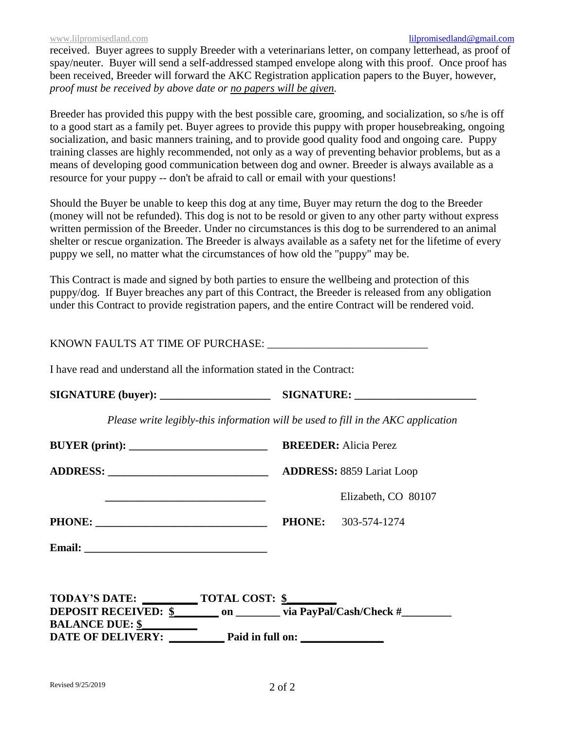received. Buyer agrees to supply Breeder with a veterinarians letter, on company letterhead, as proof of spay/neuter. Buyer will send a self-addressed stamped envelope along with this proof. Once proof has been received, Breeder will forward the AKC Registration application papers to the Buyer, however, *proof must be received by above date or <u>no papers will be given</u>.*

Breeder has provided this puppy with the best possible care, grooming, and socialization, so s/he is off to a good start as a family pet. Buyer agrees to provide this puppy with proper housebreaking, ongoing socialization, and basic manners training, and to provide good quality food and ongoing care. Puppy training classes are highly recommended, not only as a way of preventing behavior problems, but as a means of developing good communication between dog and owner. Breeder is always available as a resource for your puppy -- don't be afraid to call or email with your questions!

Should the Buyer be unable to keep this dog at any time, Buyer may return the dog to the Breeder (money will not be refunded). This dog is not to be resold or given to any other party without express written permission of the Breeder. Under no circumstances is this dog to be surrendered to an animal shelter or rescue organization. The Breeder is always available as a safety net for the lifetime of every puppy we sell, no matter what the circumstances of how old the "puppy" may be.

This Contract is made and signed by both parties to ensure the wellbeing and protection of this puppy/dog. If Buyer breaches any part of this Contract, the Breeder is released from any obligation under this Contract to provide registration papers, and the entire Contract will be rendered void.

KNOWN FAULTS AT TIME OF PURCHASE: ____________________________

I have read and understand all the information stated in the Contract:

**SIGNATURE (buyer): ____________________** **SIGNATURE: ______________________**

*Please write legibly-this information will be used to fill in the AKC application*

**BUYER (print): ________________________** **BREEDER:** Alicia Perez

**ADDRESS: ____________________________** **ADDRESS:** 8859 Lariat Loop

____________________________ Elizabeth, CO 80107

**PHONE: ______________________________** **PHONE:** 303-574-1274

**Email: ________________________________**

**TODAY'S DATE: __________ TOTAL COST: $________**
**DEPOSIT RECEIVED: $________ on ________ via PayPal/Cash/Check #_________**
**BALANCE DUE: $__________**
**DATE OF DELIVERY: __________ Paid in full on: ______________**

Revised 9/25/2019